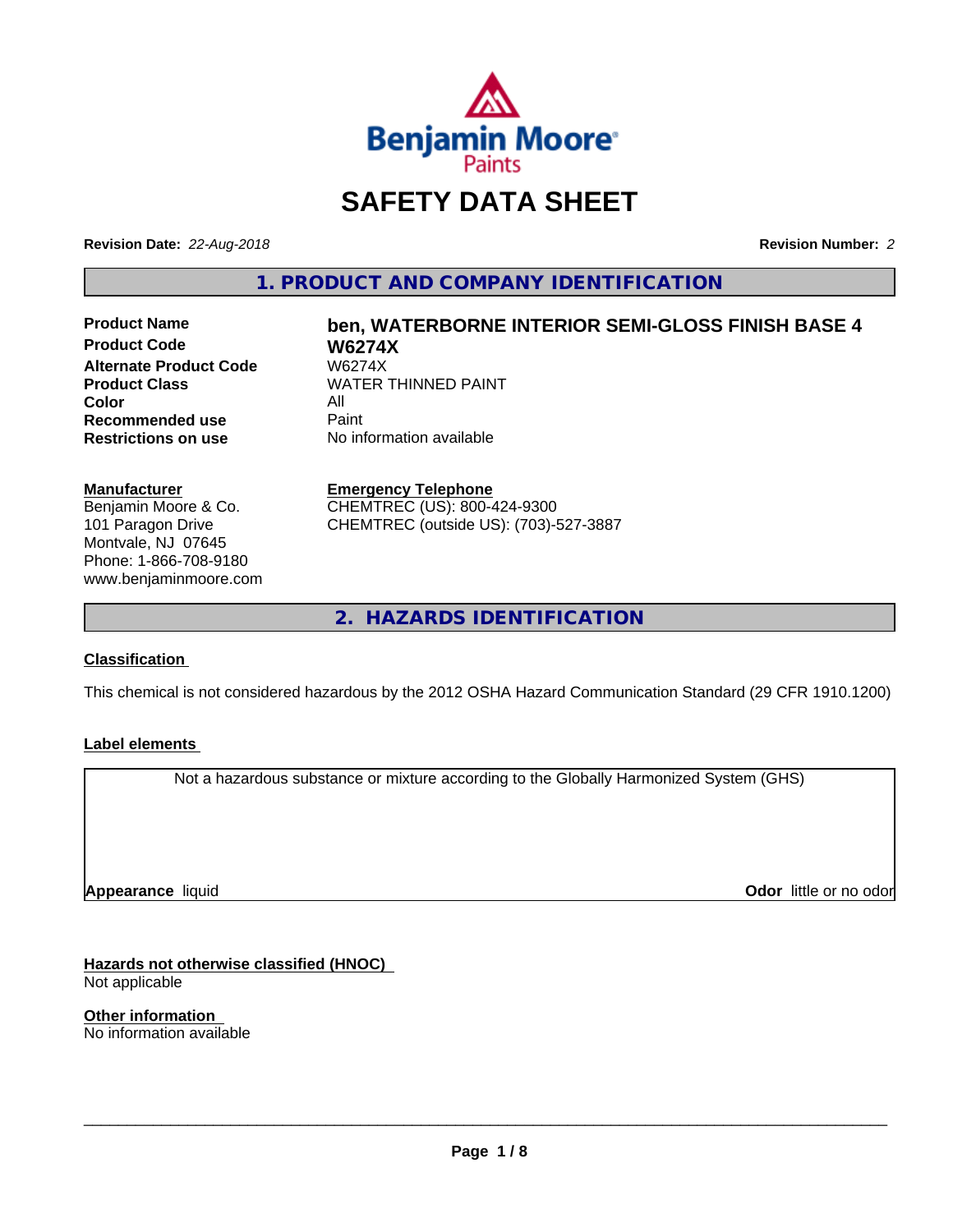Benjamin Moore Paints

# SAFETY DATA SHEET

**Revision Date:** *22-Aug-2018* **Revision Number:** *2*

## 1. PRODUCT AND COMPANY IDENTIFICATION

| | |
|---|---|
| **Product Name** | **ben, WATERBORNE INTERIOR SEMI-GLOSS FINISH BASE 4** |
| **Product Code** | **W6274X** |
| **Alternate Product Code** | W6274X |
| **Product Class** | WATER THINNED PAINT |
| **Color** | All |
| **Recommended use** | Paint |
| **Restrictions on use** | No information available |

**Manufacturer**
Benjamin Moore & Co.
101 Paragon Drive
Montvale, NJ 07645
Phone: 1-866-708-9180
www.benjaminmoore.com

**Emergency Telephone**
CHEMTREC (US): 800-424-9300
CHEMTREC (outside US): (703)-527-3887

## 2. HAZARDS IDENTIFICATION

**Classification**

This chemical is not considered hazardous by the 2012 OSHA Hazard Communication Standard (29 CFR 1910.1200)

**Label elements**

Not a hazardous substance or mixture according to the Globally Harmonized System (GHS)

**Appearance** liquid **Odor** little or no odor

**Hazards not otherwise classified (HNOC)**
Not applicable

**Other information**
No information available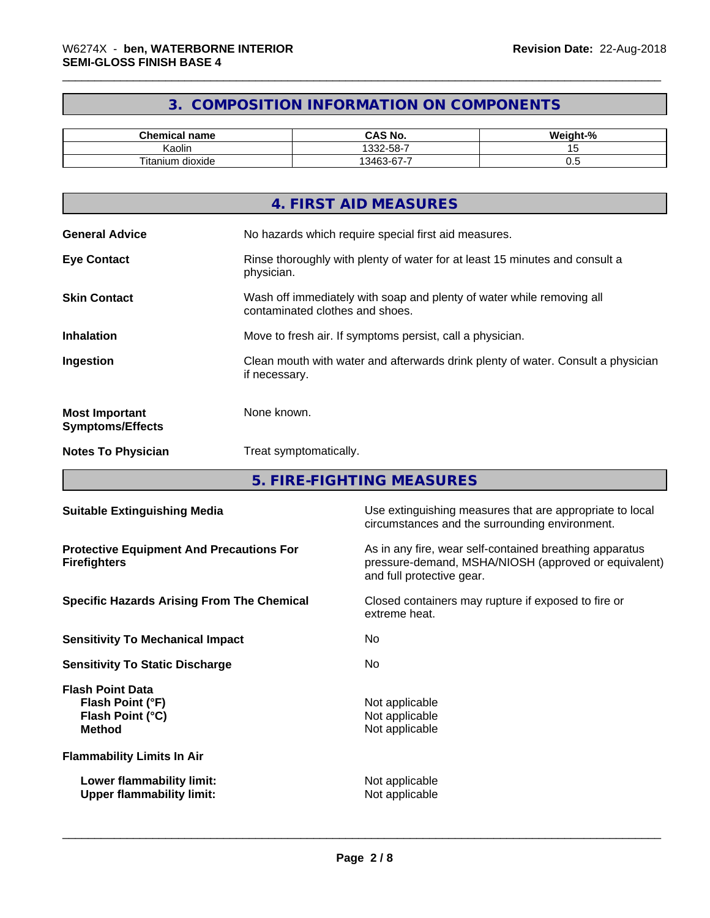## 3. COMPOSITION INFORMATION ON COMPONENTS

| Chemical name | CAS No. | Weight-% |
| --- | --- | --- |
| Kaolin | 1332-58-7 | 15 |
| Titanium dioxide | 13463-67-7 | 0.5 |

## 4. FIRST AID MEASURES

**General Advice** No hazards which require special first aid measures.

**Eye Contact** Rinse thoroughly with plenty of water for at least 15 minutes and consult a physician.

**Skin Contact** Wash off immediately with soap and plenty of water while removing all contaminated clothes and shoes.

**Inhalation** Move to fresh air. If symptoms persist, call a physician.

**Ingestion** Clean mouth with water and afterwards drink plenty of water. Consult a physician if necessary.

**Most Important Symptoms/Effects** None known.

**Notes To Physician** Treat symptomatically.

## 5. FIRE-FIGHTING MEASURES

**Suitable Extinguishing Media** Use extinguishing measures that are appropriate to local circumstances and the surrounding environment.

**Protective Equipment And Precautions For Firefighters** As in any fire, wear self-contained breathing apparatus pressure-demand, MSHA/NIOSH (approved or equivalent) and full protective gear.

**Specific Hazards Arising From The Chemical** Closed containers may rupture if exposed to fire or extreme heat.

**Sensitivity To Mechanical Impact** No

**Sensitivity To Static Discharge** No

**Flash Point Data**
**Flash Point (°F)** Not applicable
**Flash Point (°C)** Not applicable
**Method** Not applicable

**Flammability Limits In Air**

**Lower flammability limit:** Not applicable
**Upper flammability limit:** Not applicable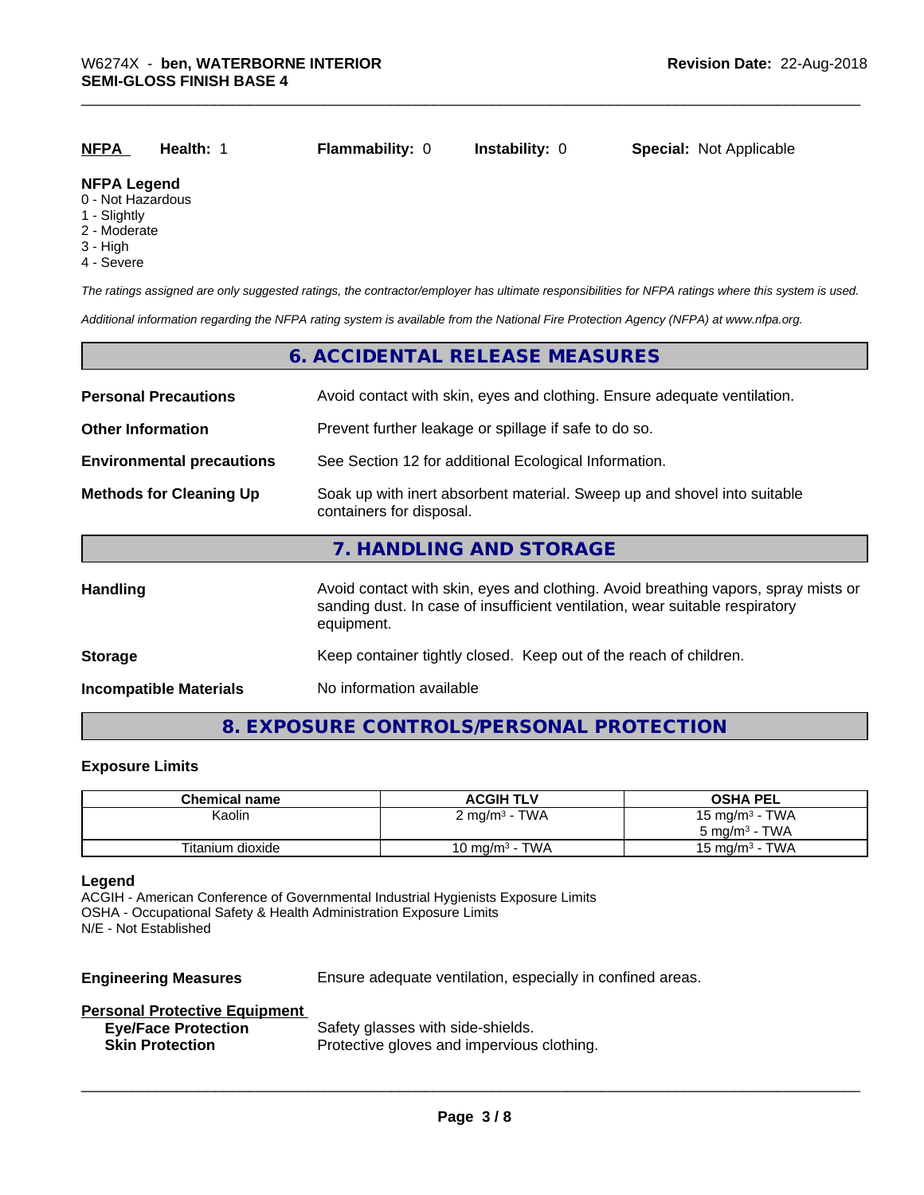| NFPA | Health: 1 | Flammability: 0 | Instability: 0 | Special: Not Applicable |
|---|---|---|---|---|

**NFPA Legend**
0 - Not Hazardous
1 - Slightly
2 - Moderate
3 - High
4 - Severe

*The ratings assigned are only suggested ratings, the contractor/employer has ultimate responsibilities for NFPA ratings where this system is used.*

*Additional information regarding the NFPA rating system is available from the National Fire Protection Agency (NFPA) at www.nfpa.org.*

## 6. ACCIDENTAL RELEASE MEASURES

| | |
|---|---|
| **Personal Precautions** | Avoid contact with skin, eyes and clothing. Ensure adequate ventilation. |
| **Other Information** | Prevent further leakage or spillage if safe to do so. |
| **Environmental precautions** | See Section 12 for additional Ecological Information. |
| **Methods for Cleaning Up** | Soak up with inert absorbent material. Sweep up and shovel into suitable containers for disposal. |

## 7. HANDLING AND STORAGE

| | |
|---|---|
| **Handling** | Avoid contact with skin, eyes and clothing. Avoid breathing vapors, spray mists or sanding dust. In case of insufficient ventilation, wear suitable respiratory equipment. |
| **Storage** | Keep container tightly closed. Keep out of the reach of children. |
| **Incompatible Materials** | No information available |

## 8. EXPOSURE CONTROLS/PERSONAL PROTECTION

### Exposure Limits

| Chemical name | ACGIH TLV | OSHA PEL |
|---|---|---|
| Kaolin | 2 mg/m³ - TWA | 15 mg/m³ - TWA<br>5 mg/m³ - TWA |
| Titanium dioxide | 10 mg/m³ - TWA | 15 mg/m³ - TWA |

**Legend**
ACGIH - American Conference of Governmental Industrial Hygienists Exposure Limits
OSHA - Occupational Safety & Health Administration Exposure Limits
N/E - Not Established

**Engineering Measures** Ensure adequate ventilation, especially in confined areas.

**Personal Protective Equipment**

| | |
|---|---|
| **Eye/Face Protection** | Safety glasses with side-shields. |
| **Skin Protection** | Protective gloves and impervious clothing. |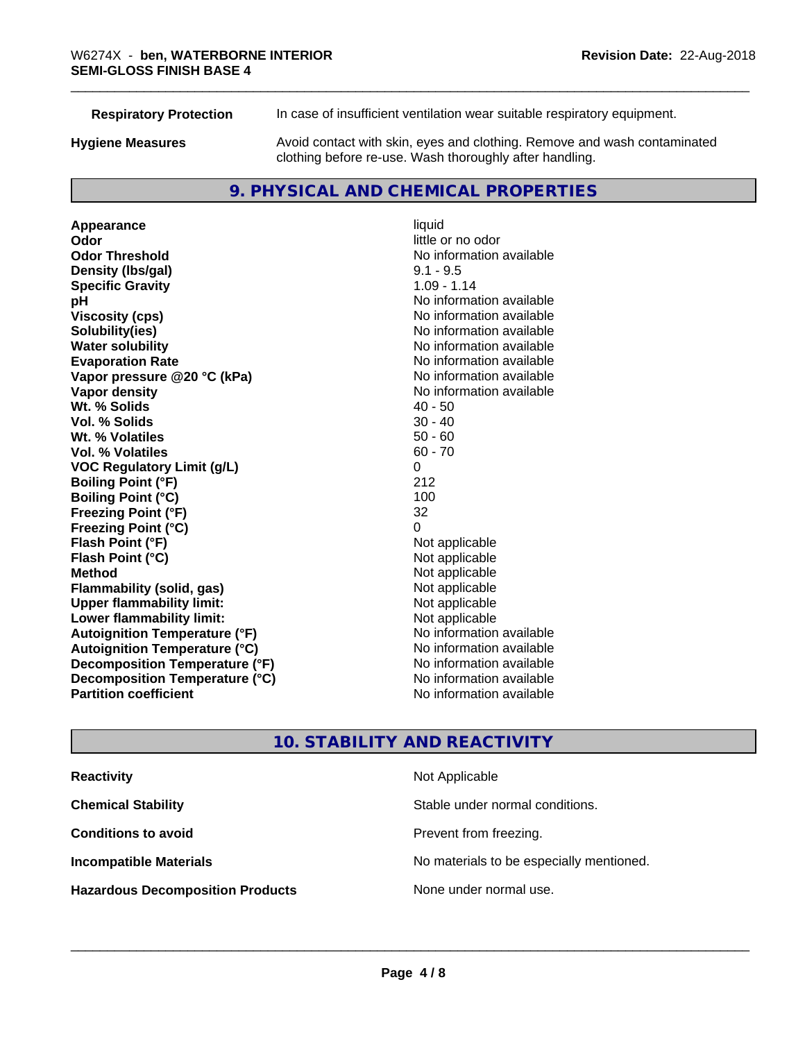| | |
|---|---|
| **Respiratory Protection** | In case of insufficient ventilation wear suitable respiratory equipment. |
| **Hygiene Measures** | Avoid contact with skin, eyes and clothing. Remove and wash contaminated clothing before re-use. Wash thoroughly after handling. |

## 9. PHYSICAL AND CHEMICAL PROPERTIES

| | |
|---|---|
| **Appearance** | liquid |
| **Odor** | little or no odor |
| **Odor Threshold** | No information available |
| **Density (lbs/gal)** | 9.1 - 9.5 |
| **Specific Gravity** | 1.09 - 1.14 |
| **pH** | No information available |
| **Viscosity (cps)** | No information available |
| **Solubility(ies)** | No information available |
| **Water solubility** | No information available |
| **Evaporation Rate** | No information available |
| **Vapor pressure @20 °C (kPa)** | No information available |
| **Vapor density** | No information available |
| **Wt. % Solids** | 40 - 50 |
| **Vol. % Solids** | 30 - 40 |
| **Wt. % Volatiles** | 50 - 60 |
| **Vol. % Volatiles** | 60 - 70 |
| **VOC Regulatory Limit (g/L)** | 0 |
| **Boiling Point (°F)** | 212 |
| **Boiling Point (°C)** | 100 |
| **Freezing Point (°F)** | 32 |
| **Freezing Point (°C)** | 0 |
| **Flash Point (°F)** | Not applicable |
| **Flash Point (°C)** | Not applicable |
| **Method** | Not applicable |
| **Flammability (solid, gas)** | Not applicable |
| **Upper flammability limit:** | Not applicable |
| **Lower flammability limit:** | Not applicable |
| **Autoignition Temperature (°F)** | No information available |
| **Autoignition Temperature (°C)** | No information available |
| **Decomposition Temperature (°F)** | No information available |
| **Decomposition Temperature (°C)** | No information available |
| **Partition coefficient** | No information available |

## 10. STABILITY AND REACTIVITY

| | |
|---|---|
| **Reactivity** | Not Applicable |
| **Chemical Stability** | Stable under normal conditions. |
| **Conditions to avoid** | Prevent from freezing. |
| **Incompatible Materials** | No materials to be especially mentioned. |
| **Hazardous Decomposition Products** | None under normal use. |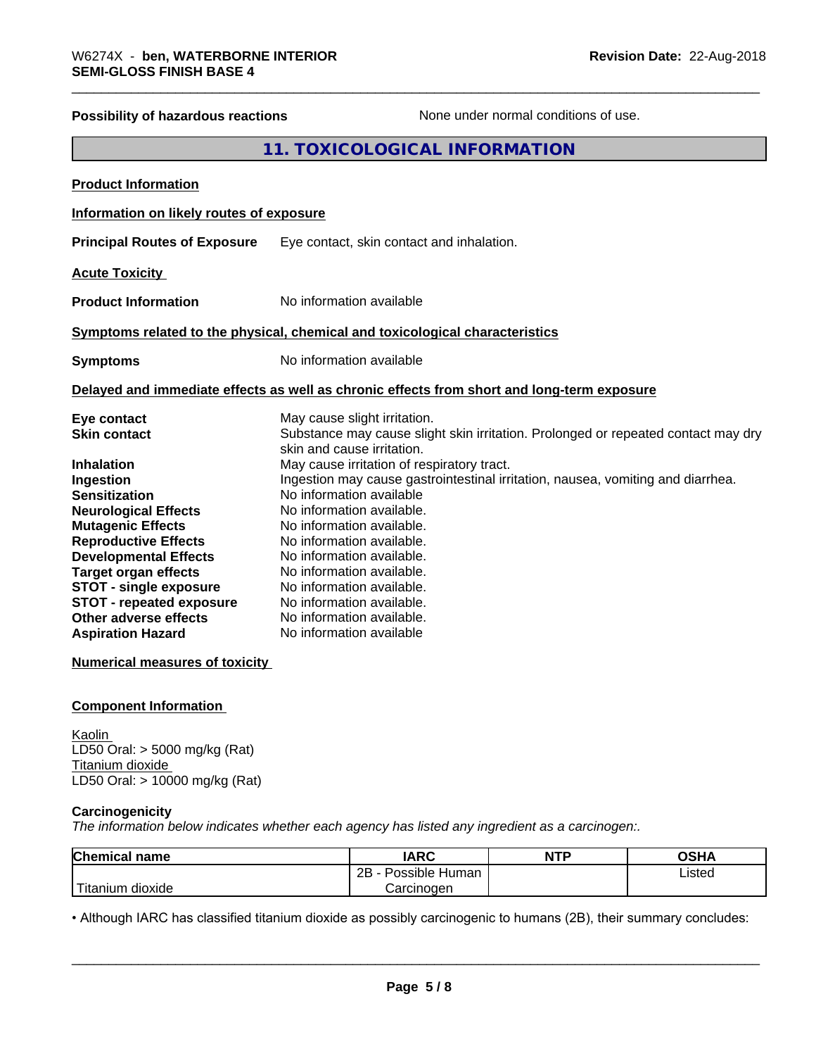**Possibility of hazardous reactions** None under normal conditions of use.

## 11. TOXICOLOGICAL INFORMATION

**Product Information**

**Information on likely routes of exposure**

**Principal Routes of Exposure** Eye contact, skin contact and inhalation.

**Acute Toxicity**

**Product Information** No information available

**Symptoms related to the physical, chemical and toxicological characteristics**

**Symptoms** No information available

**Delayed and immediate effects as well as chronic effects from short and long-term exposure**

**Eye contact** May cause slight irritation.
**Skin contact** Substance may cause slight skin irritation. Prolonged or repeated contact may dry skin and cause irritation.
**Inhalation** May cause irritation of respiratory tract.
**Ingestion** Ingestion may cause gastrointestinal irritation, nausea, vomiting and diarrhea.
**Sensitization** No information available
**Neurological Effects** No information available.
**Mutagenic Effects** No information available.
**Reproductive Effects** No information available.
**Developmental Effects** No information available.
**Target organ effects** No information available.
**STOT - single exposure** No information available.
**STOT - repeated exposure** No information available.
**Other adverse effects** No information available.
**Aspiration Hazard** No information available

**Numerical measures of toxicity**

**Component Information**

Kaolin
LD50 Oral: > 5000 mg/kg (Rat)
Titanium dioxide
LD50 Oral: > 10000 mg/kg (Rat)

**Carcinogenicity**
*The information below indicates whether each agency has listed any ingredient as a carcinogen:.*

| Chemical name | IARC | NTP | OSHA |
|---|---|---|---|
| Titanium dioxide | 2B - Possible Human Carcinogen | | Listed |

• Although IARC has classified titanium dioxide as possibly carcinogenic to humans (2B), their summary concludes: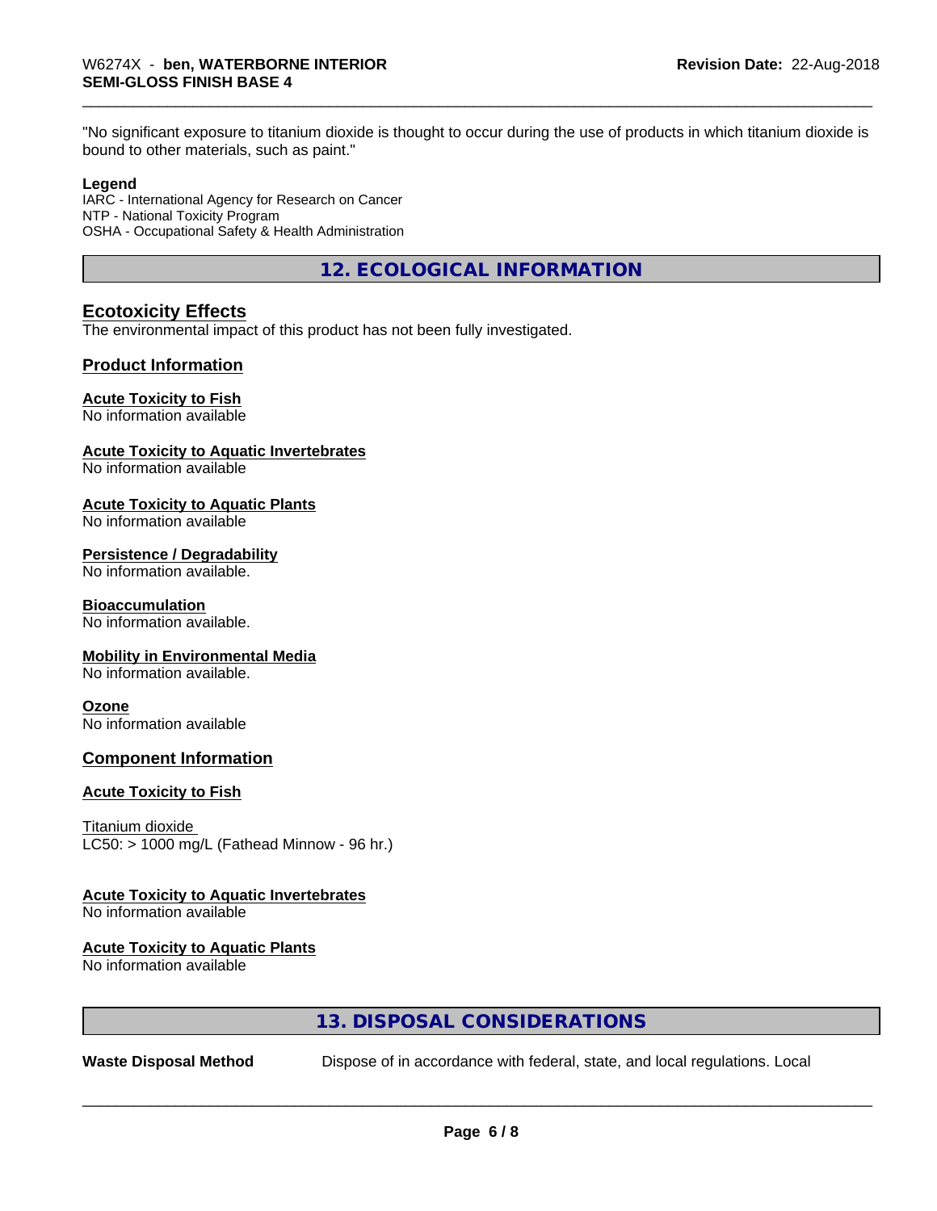"No significant exposure to titanium dioxide is thought to occur during the use of products in which titanium dioxide is bound to other materials, such as paint."

**Legend**
IARC - International Agency for Research on Cancer
NTP - National Toxicity Program
OSHA - Occupational Safety & Health Administration

## 12. ECOLOGICAL INFORMATION

### Ecotoxicity Effects

The environmental impact of this product has not been fully investigated.

### Product Information

**Acute Toxicity to Fish**
No information available

**Acute Toxicity to Aquatic Invertebrates**
No information available

**Acute Toxicity to Aquatic Plants**
No information available

**Persistence / Degradability**
No information available.

**Bioaccumulation**
No information available.

**Mobility in Environmental Media**
No information available.

**Ozone**
No information available

### Component Information

**Acute Toxicity to Fish**

Titanium dioxide
LC50: > 1000 mg/L (Fathead Minnow - 96 hr.)

**Acute Toxicity to Aquatic Invertebrates**
No information available

**Acute Toxicity to Aquatic Plants**
No information available

## 13. DISPOSAL CONSIDERATIONS

**Waste Disposal Method** Dispose of in accordance with federal, state, and local regulations. Local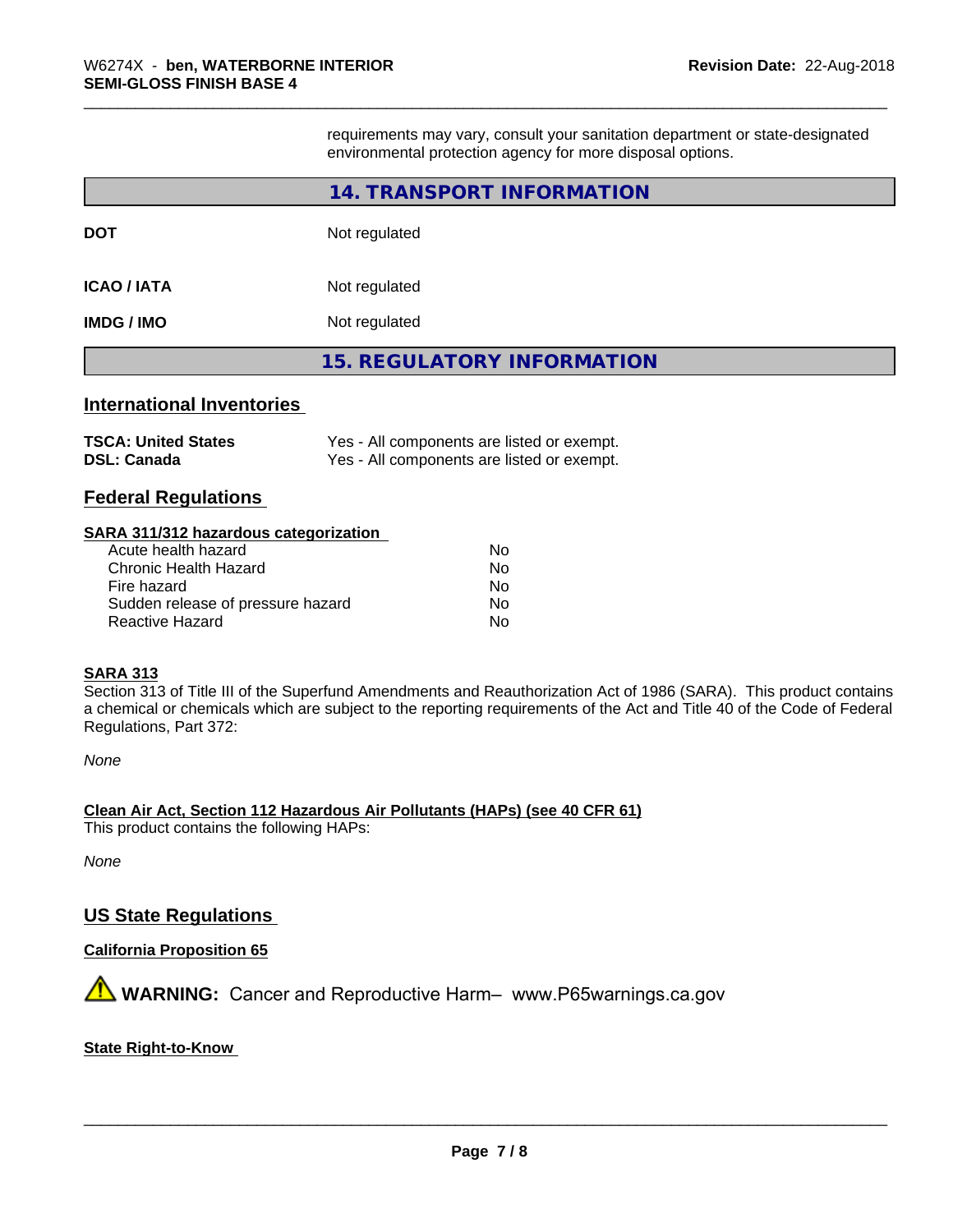requirements may vary, consult your sanitation department or state-designated environmental protection agency for more disposal options.

## 14. TRANSPORT INFORMATION

| | |
|---|---|
| **DOT** | Not regulated |
| **ICAO / IATA** | Not regulated |
| **IMDG / IMO** | Not regulated |

## 15. REGULATORY INFORMATION

### International Inventories

| | |
|---|---|
| **TSCA: United States** | Yes - All components are listed or exempt. |
| **DSL: Canada** | Yes - All components are listed or exempt. |

### Federal Regulations

**SARA 311/312 hazardous categorization**

| | |
|---|---|
| Acute health hazard | No |
| Chronic Health Hazard | No |
| Fire hazard | No |
| Sudden release of pressure hazard | No |
| Reactive Hazard | No |

**SARA 313**

Section 313 of Title III of the Superfund Amendments and Reauthorization Act of 1986 (SARA). This product contains a chemical or chemicals which are subject to the reporting requirements of the Act and Title 40 of the Code of Federal Regulations, Part 372:

*None*

**Clean Air Act, Section 112 Hazardous Air Pollutants (HAPs) (see 40 CFR 61)**

This product contains the following HAPs:

*None*

### US State Regulations

**California Proposition 65**

⚠ **WARNING:** Cancer and Reproductive Harm– www.P65warnings.ca.gov

**State Right-to-Know**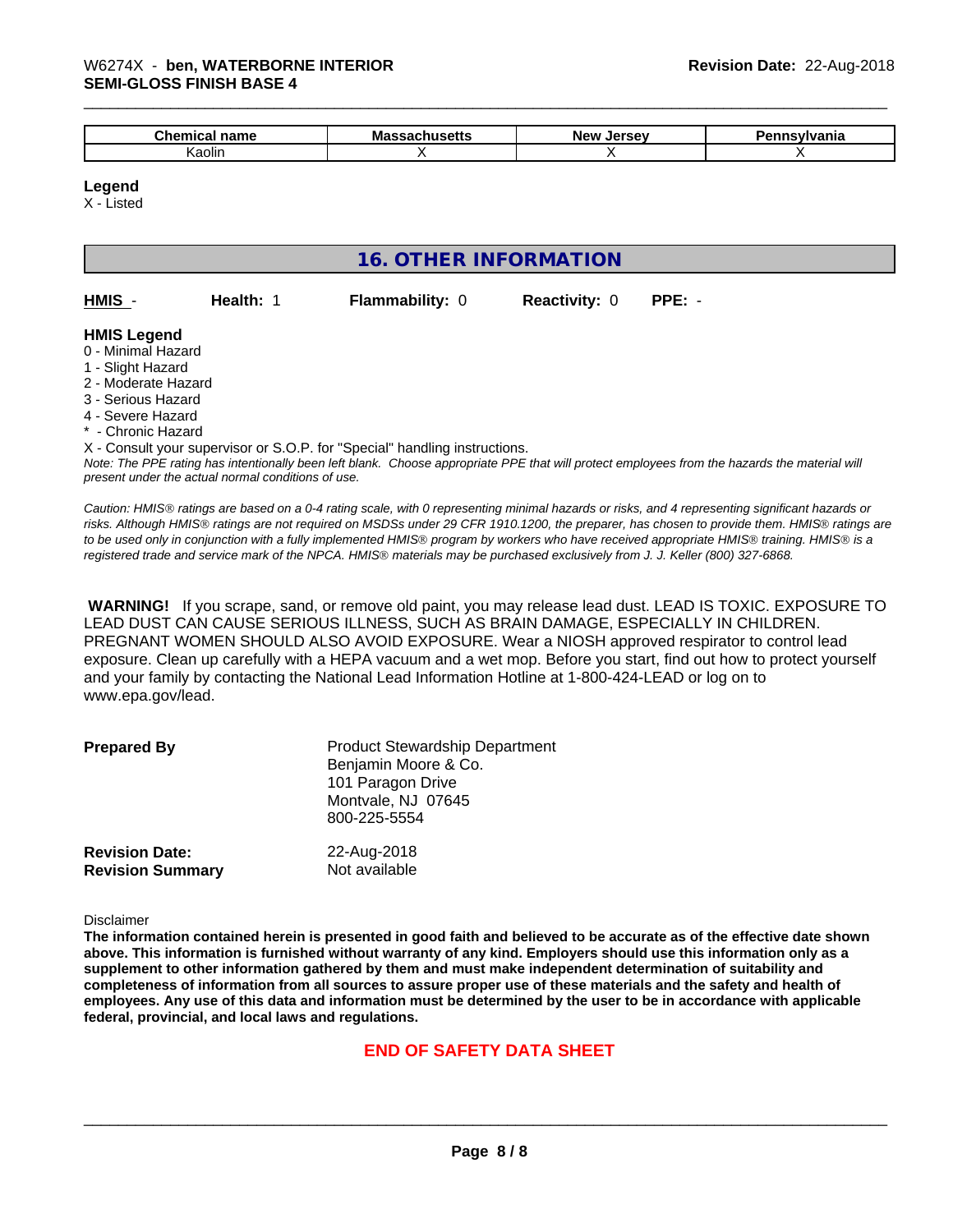| Chemical name | Massachusetts | New Jersey | Pennsylvania |
| --- | --- | --- | --- |
| Kaolin | X | X | X |

**Legend**
X - Listed

## 16. OTHER INFORMATION

**HMIS** - **Health:** 1 **Flammability:** 0 **Reactivity:** 0 **PPE:** -

**HMIS Legend**
0 - Minimal Hazard
1 - Slight Hazard
2 - Moderate Hazard
3 - Serious Hazard
4 - Severe Hazard
* - Chronic Hazard
X - Consult your supervisor or S.O.P. for "Special" handling instructions.
*Note: The PPE rating has intentionally been left blank. Choose appropriate PPE that will protect employees from the hazards the material will present under the actual normal conditions of use.*

*Caution: HMIS® ratings are based on a 0-4 rating scale, with 0 representing minimal hazards or risks, and 4 representing significant hazards or risks. Although HMIS® ratings are not required on MSDSs under 29 CFR 1910.1200, the preparer, has chosen to provide them. HMIS® ratings are to be used only in conjunction with a fully implemented HMIS® program by workers who have received appropriate HMIS® training. HMIS® is a registered trade and service mark of the NPCA. HMIS® materials may be purchased exclusively from J. J. Keller (800) 327-6868.*

**WARNING!** If you scrape, sand, or remove old paint, you may release lead dust. LEAD IS TOXIC. EXPOSURE TO LEAD DUST CAN CAUSE SERIOUS ILLNESS, SUCH AS BRAIN DAMAGE, ESPECIALLY IN CHILDREN. PREGNANT WOMEN SHOULD ALSO AVOID EXPOSURE. Wear a NIOSH approved respirator to control lead exposure. Clean up carefully with a HEPA vacuum and a wet mop. Before you start, find out how to protect yourself and your family by contacting the National Lead Information Hotline at 1-800-424-LEAD or log on to www.epa.gov/lead.

**Prepared By**
Product Stewardship Department
Benjamin Moore & Co.
101 Paragon Drive
Montvale, NJ 07645
800-225-5554

**Revision Date:** 22-Aug-2018
**Revision Summary** Not available

Disclaimer
**The information contained herein is presented in good faith and believed to be accurate as of the effective date shown above. This information is furnished without warranty of any kind. Employers should use this information only as a supplement to other information gathered by them and must make independent determination of suitability and completeness of information from all sources to assure proper use of these materials and the safety and health of employees. Any use of this data and information must be determined by the user to be in accordance with applicable federal, provincial, and local laws and regulations.**

**END OF SAFETY DATA SHEET**